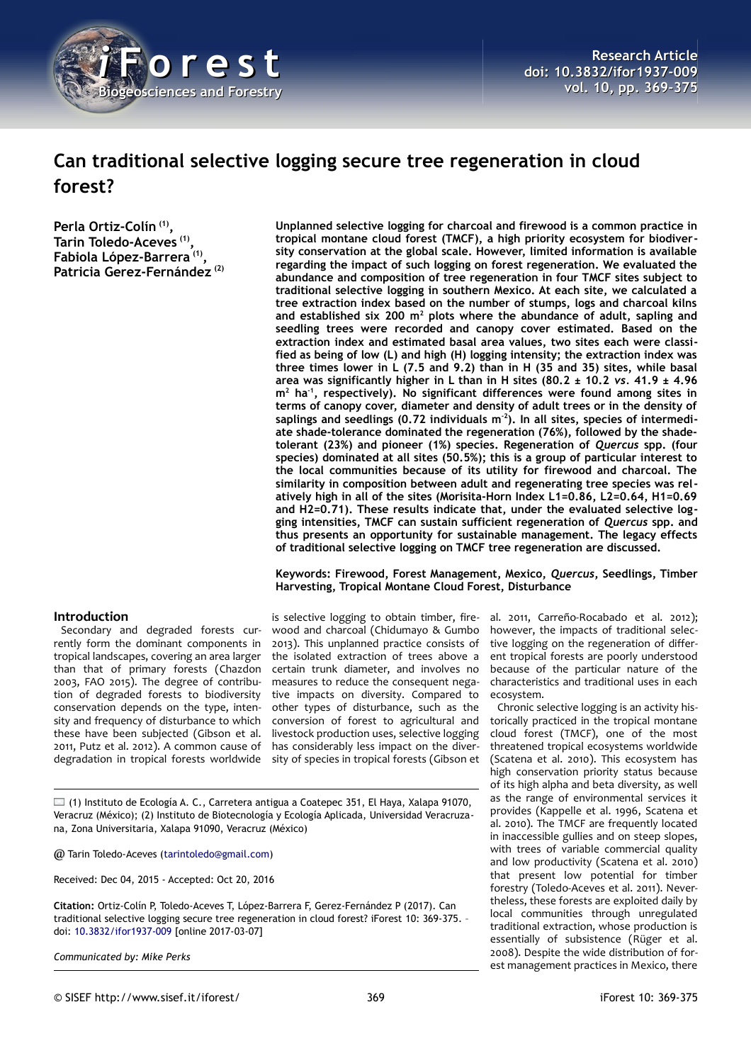# Can traditional selective logging secure tree regeneration in cloud forest?

**Perla Ortiz-Colín [1], Tarin Toledo-Aceves [1], Fabiola López-Barrera [1], Patricia Gerez-Fernández [2]**

**Unplanned selective logging for charcoal and firewood is a common practice in tropical montane cloud forest (TMCF), a high priority ecosystem for biodiversity conservation at the global scale. However, limited information is available regarding the impact of such logging on forest regeneration. We evaluated the abundance and composition of tree regeneration in four TMCF sites subject to traditional selective logging in southern Mexico. At each site, we calculated a tree extraction index based on the number of stumps, logs and charcoal kilns and established six 200 m² plots where the abundance of adult, sapling and seedling trees were recorded and canopy cover estimated. Based on the extraction index and estimated basal area values, two sites each were classified as being of low (L) and high (H) logging intensity; the extraction index was three times lower in L (7.5 and 9.2) than in H (35 and 35) sites, while basal area was significantly higher in L than in H sites (80.2 ± 10.2 *vs*. 41.9 ± 4.96 m² ha⁻¹, respectively). No significant differences were found among sites in terms of canopy cover, diameter and density of adult trees or in the density of saplings and seedlings (0.72 individuals m⁻²). In all sites, species of intermediate shade-tolerance dominated the regeneration (76%), followed by the shade-tolerant (23%) and pioneer (1%) species. Regeneration of *Quercus* spp. (four species) dominated at all sites (50.5%); this is a group of particular interest to the local communities because of its utility for firewood and charcoal. The similarity in composition between adult and regenerating tree species was relatively high in all of the sites (Morisita-Horn Index L1=0.86, L2=0.64, H1=0.69 and H2=0.71). These results indicate that, under the evaluated selective logging intensities, TMCF can sustain sufficient regeneration of *Quercus* spp. and thus presents an opportunity for sustainable management. The legacy effects of traditional selective logging on TMCF tree regeneration are discussed.**

**Keywords: Firewood, Forest Management, Mexico, *Quercus*, Seedlings, Timber Harvesting, Tropical Montane Cloud Forest, Disturbance**

## Introduction

Secondary and degraded forests currently form the dominant components in tropical landscapes, covering an area larger than that of primary forests (Chazdon 2003, FAO 2015). The degree of contribution of degraded forests to biodiversity conservation depends on the type, intensity and frequency of disturbance to which these have been subjected (Gibson et al. 2011, Putz et al. 2012). A common cause of degradation in tropical forests worldwide is selective logging to obtain timber, firewood and charcoal (Chidumayo & Gumbo 2013). This unplanned practice consists of the isolated extraction of trees above a certain trunk diameter, and involves no measures to reduce the consequent negative impacts on diversity. Compared to other types of disturbance, such as the conversion of forest to agricultural and livestock production uses, selective logging has considerably less impact on the diversity of species in tropical forests (Gibson et al. 2011, Carreño-Rocabado et al. 2012); however, the impacts of traditional selective logging on the regeneration of different tropical forests are poorly understood because of the particular nature of the characteristics and traditional uses in each ecosystem.

Chronic selective logging is an activity historically practiced in the tropical montane cloud forest (TMCF), one of the most threatened tropical ecosystems worldwide (Scatena et al. 2010). This ecosystem has high conservation priority status because of its high alpha and beta diversity, as well as the range of environmental services it provides (Kappelle et al. 1996, Scatena et al. 2010). The TMCF are frequently located in inaccessible gullies and on steep slopes, with trees of variable commercial quality and low productivity (Scatena et al. 2010) that present low potential for timber forestry (Toledo-Aceves et al. 2011). Nevertheless, these forests are exploited daily by local communities through unregulated traditional extraction, whose production is essentially of subsistence (Rüger et al. 2008). Despite the wide distribution of forest management practices in Mexico, there

(1) Instituto de Ecología A. C., Carretera antigua a Coatepec 351, El Haya, Xalapa 91070, Veracruz (México); (2) Instituto de Biotecnología y Ecología Aplicada, Universidad Veracruzana, Zona Universitaria, Xalapa 91090, Veracruz (México)

@ Tarin Toledo-Aceves (tarintoledo@gmail.com)

Received: Dec 04, 2015 - Accepted: Oct 20, 2016

**Citation:** Ortiz-Colín P, Toledo-Aceves T, López-Barrera F, Gerez-Fernández P (2017). Can traditional selective logging secure tree regeneration in cloud forest? iForest 10: 369-375. – doi: 10.3832/ifor1937-009 [online 2017-03-07]

*Communicated by: Mike Perks*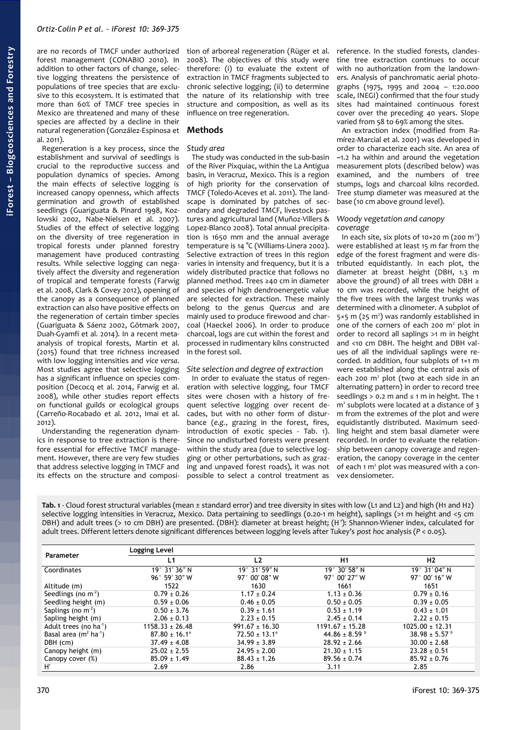are no records of TMCF under authorized forest management (CONABIO 2010). In addition to other factors of change, selective logging threatens the persistence of populations of tree species that are exclusive to this ecosystem. It is estimated that more than 60% of TMCF tree species in Mexico are threatened and many of these species are affected by a decline in their natural regeneration (González-Espinosa et al. 2011).

Regeneration is a key process, since the establishment and survival of seedlings is crucial to the reproductive success and population dynamics of species. Among the main effects of selective logging is increased canopy openness, which affects germination and growth of established seedlings (Guariguata & Pinard 1998, Kozlowski 2002, Nabe-Nielsen et al. 2007). Studies of the effect of selective logging on the diversity of tree regeneration in tropical forests under planned forestry management have produced contrasting results. While selective logging can negatively affect the diversity and regeneration of tropical and temperate forests (Farwig et al. 2008, Clark & Covey 2012), opening of the canopy as a consequence of planned extraction can also have positive effects on the regeneration of certain timber species (Guariguata & Sáenz 2002, Götmark 2007, Duah-Gyamfi et al. 2014). In a recent meta-analysis of tropical forests, Martin et al. (2015) found that tree richness increased with low logging intensities and *vice versa*. Most studies agree that selective logging has a significant influence on species composition (Decocq et al. 2014, Farwig et al. 2008), while other studies report effects on functional guilds or ecological groups (Carreño-Rocabado et al. 2012, Imai et al. 2012).

Understanding the regeneration dynamics in response to tree extraction is therefore essential for effective TMCF management. However, there are very few studies that address selective logging in TMCF and its effects on the structure and composition of arboreal regeneration (Rüger et al. 2008). The objectives of this study were therefore: (i) to evaluate the extent of extraction in TMCF fragments subjected to chronic selective logging; (ii) to determine the nature of its relationship with tree structure and composition, as well as its influence on tree regeneration.

## Methods

### Study area

The study was conducted in the sub-basin of the River Pixquiac, within the La Antigua basin, in Veracruz, Mexico. This is a region of high priority for the conservation of TMCF (Toledo-Aceves et al. 2011). The landscape is dominated by patches of secondary and degraded TMCF, livestock pastures and agricultural land (Muñoz-Villers & Lopez-Blanco 2008). Total annual precipitation is 1650 mm and the annual average temperature is 14 °C (Williams-Linera 2002). Selective extraction of trees in this region varies in intensity and frequency, but it is a widely distributed practice that follows no planned method. Trees ≥40 cm in diameter and species of high dendroenergetic value are selected for extraction. These mainly belong to the genus *Quercus* and are mainly used to produce firewood and charcoal (Haeckel 2006). In order to produce charcoal, logs are cut within the forest and processed in rudimentary kilns constructed in the forest soil.

### Site selection and degree of extraction

In order to evaluate the status of regeneration with selective logging, four TMCF sites were chosen with a history of frequent selective logging over recent decades, but with no other form of disturbance (*e.g.*, grazing in the forest, fires, introduction of exotic species - Tab. 1). Since no undisturbed forests were present within the study area (due to selective logging or other perturbations, such as grazing and unpaved forest roads), it was not possible to select a control treatment as reference. In the studied forests, clandestine tree extraction continues to occur with no authorization from the landowners. Analysis of panchromatic aerial photographs (1975, 1995 and 2004 – 1:20.000 scale, INEGI) confirmed that the four study sites had maintained continuous forest cover over the preceding 40 years. Slope varied from 58 to 69% among the sites.

An extraction index (modified from Ramírez-Marcial et al. 2001) was developed in order to characterize each site. An area of ~1.2 ha within and around the vegetation measurement plots (described below) was examined, and the numbers of tree stumps, logs and charcoal kilns recorded. Tree stump diameter was measured at the base (10 cm above ground level).

### Woody vegetation and canopy coverage

In each site, six plots of 10×20 m (200 $m^2$) were established at least 15 m far from the edge of the forest fragment and were distributed equidistantly. In each plot, the diameter at breast height (DBH, 1.3 m above the ground) of all trees with DBH ≥ 10 cm was recorded, while the height of the five trees with the largest trunks was determined with a clinometer. A subplot of 5×5 m (25 $m^2$) was randomly established in one of the corners of each 200 $m^2$ plot in order to record all saplings >1 m in height and <10 cm DBH. The height and DBH values of all the individual saplings were recorded. In addition, four subplots of 1×1 m were established along the central axis of each 200 $m^2$ plot (two at each side in an alternating pattern) in order to record tree seedlings > 0.2 m and ≤ 1 m in height. The 1 $m^2$ subplots were located at a distance of 3 m from the extremes of the plot and were equidistantly distributed. Maximum seedling height and stem basal diameter were recorded. In order to evaluate the relationship between canopy coverage and regeneration, the canopy coverage in the center of each 1 $m^2$ plot was measured with a convex densiometer.

**Tab. 1** - Cloud forest structural variables (mean ± standard error) and tree diversity in sites with low (L1 and L2) and high (H1 and H2) selective logging intensities in Veracruz, Mexico. Data pertaining to seedlings (0.20-1 m height), saplings (>1 m height and <5 cm DBH) and adult trees (> 10 cm DBH) are presented. (DBH): diameter at breast height; (H′): Shannon-Wiener index, calculated for adult trees. Different letters denote significant differences between logging levels after Tukey's *post hoc* analysis ($P < 0.05$).

| Parameter | Logging Level | | | |
|---|---|---|---|---|
| | L1 | L2 | H1 | H2 |
| Coordinates | 19° 31′ 36″ N<br>96° 59′ 30″ W | 19° 31′ 59″ N<br>97° 00′ 08″ W | 19° 30′ 58″ N<br>97° 00′ 27″ W | 19° 31′ 04″ N<br>97° 00′ 16″ W |
| Altitude (m) | 1522 | 1630 | 1661 | 1651 |
| Seedlings (no $m^{-2}$) | 0.79 ± 0.26 | 1.17 ± 0.24 | 1.13 ± 0.36 | 0.79 ± 0.16 |
| Seedling height (m) | 0.59 ± 0.06 | 0.46 ± 0.05 | 0.50 ± 0.05 | 0.39 ± 0.05 |
| Saplings (no $m^{-2}$) | 0.50 ± 3.76 | 0.39 ± 1.61 | 0.53 ± 1.19 | 0.43 ± 1.01 |
| Sapling height (m) | 2.06 ± 0.13 | 2.23 ± 0.15 | 2.45 ± 0.14 | 2.22 ± 0.15 |
| Adult trees (no $ha^{-1}$) | 1158.33 ± 26.48 | 991.67 ± 16.30 | 1191.67 ± 15.28 | 1025.00 ± 12.31 |
| Basal area ($m^2$ $ha^{-1}$) | 87.80 ± 16.1[a] | 72.50 ± 13.1[a] | 44.86 ± 8.59 [b] | 38.98 ± 5.57 [b] |
| DBH (cm) | 37.49 ± 4.08 | 34.99 ± 3.89 | 28.92 ± 2.66 | 30.00 ± 2.68 |
| Canopy height (m) | 25.02 ± 2.55 | 24.95 ± 2.00 | 21.30 ± 1.15 | 23.28 ± 0.51 |
| Canopy cover (%) | 85.09 ± 1.49 | 88.43 ± 1.26 | 89.56 ± 0.74 | 85.92 ± 0.76 |
| H′ | 2.69 | 2.86 | 3.11 | 2.85 |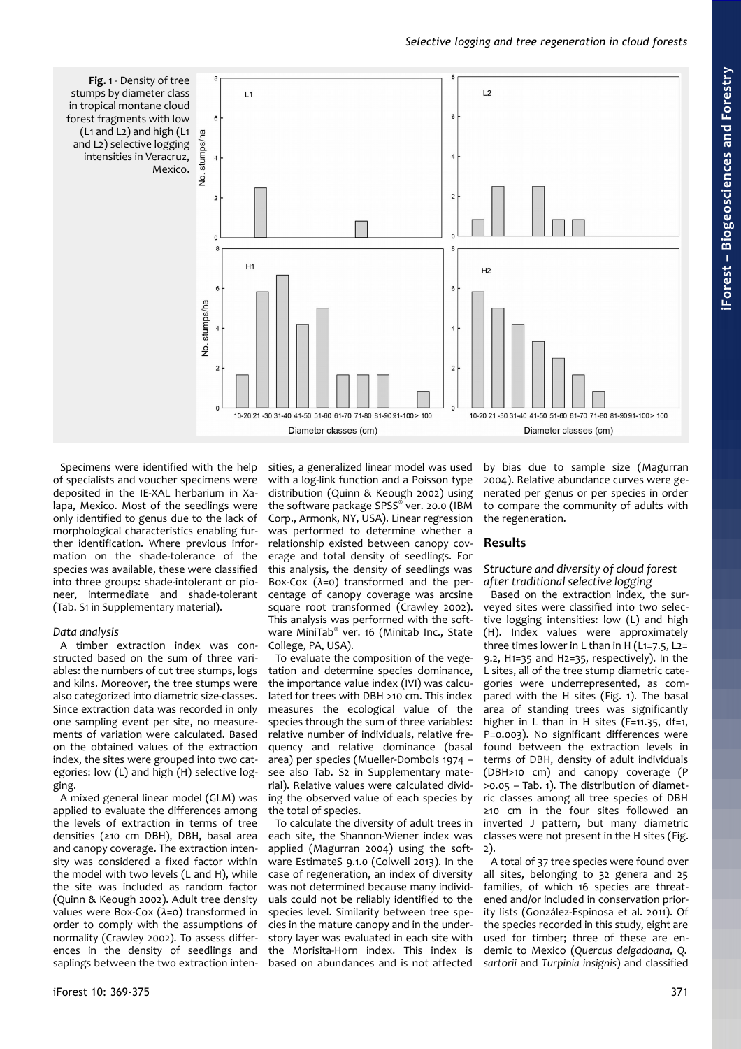**Fig. 1** - Density of tree stumps by diameter class in tropical montane cloud forest fragments with low (L1 and L2) and high (L1 and L2) selective logging intensities in Veracruz, Mexico.

Specimens were identified with the help of specialists and voucher specimens were deposited in the IE-XAL herbarium in Xalapa, Mexico. Most of the seedlings were only identified to genus due to the lack of morphological characteristics enabling further identification. Where previous information on the shade-tolerance of the species was available, these were classified into three groups: shade-intolerant or pioneer, intermediate and shade-tolerant (Tab. S1 in Supplementary material).

### Data analysis

A timber extraction index was constructed based on the sum of three variables: the numbers of cut tree stumps, logs and kilns. Moreover, the tree stumps were also categorized into diametric size-classes. Since extraction data was recorded in only one sampling event per site, no measurements of variation were calculated. Based on the obtained values of the extraction index, the sites were grouped into two categories: low (L) and high (H) selective logging.

A mixed general linear model (GLM) was applied to evaluate the differences among the levels of extraction in terms of tree densities (≥10 cm DBH), DBH, basal area and canopy coverage. The extraction intensity was considered a fixed factor within the model with two levels (L and H), while the site was included as random factor (Quinn & Keough 2002). Adult tree density values were Box-Cox ($\lambda=0$) transformed in order to comply with the assumptions of normality (Crawley 2002). To assess differences in the density of seedlings and saplings between the two extraction intensities, a generalized linear model was used with a log-link function and a Poisson type distribution (Quinn & Keough 2002) using the software package SPSS® ver. 20.0 (IBM Corp., Armonk, NY, USA). Linear regression was performed to determine whether a relationship existed between canopy coverage and total density of seedlings. For this analysis, the density of seedlings was Box-Cox ($\lambda=0$) transformed and the percentage of canopy coverage was arcsine square root transformed (Crawley 2002). This analysis was performed with the software MiniTab® ver. 16 (Minitab Inc., State College, PA, USA).

To evaluate the composition of the vegetation and determine species dominance, the importance value index (IVI) was calculated for trees with DBH >10 cm. This index measures the ecological value of the species through the sum of three variables: relative number of individuals, relative frequency and relative dominance (basal area) per species (Mueller-Dombois 1974 – see also Tab. S2 in Supplementary material). Relative values were calculated dividing the observed value of each species by the total of species.

To calculate the diversity of adult trees in each site, the Shannon-Wiener index was applied (Magurran 2004) using the software EstimateS 9.1.0 (Colwell 2013). In the case of regeneration, an index of diversity was not determined because many individuals could not be reliably identified to the species level. Similarity between tree species in the mature canopy and in the understory layer was evaluated in each site with the Morisita-Horn index. This index is based on abundances and is not affected by bias due to sample size (Magurran 2004). Relative abundance curves were generated per genus or per species in order to compare the community of adults with the regeneration.

## Results

### Structure and diversity of cloud forest after traditional selective logging

Based on the extraction index, the surveyed sites were classified into two selective logging intensities: low (L) and high (H). Index values were approximately three times lower in L than in H (L1=7.5, L2=9.2, H1=35 and H2=35, respectively). In the L sites, all of the tree stump diametric categories were underrepresented, as compared with the H sites (Fig. 1). The basal area of standing trees was significantly higher in L than in H sites ($F=11.35$, $df=1$, $P=0.003$). No significant differences were found between the extraction levels in terms of DBH, density of adult individuals (DBH>10 cm) and canopy coverage ($P>0.05$ – Tab. 1). The distribution of diametric classes among all tree species of DBH ≥10 cm in the four sites followed an inverted J pattern, but many diametric classes were not present in the H sites (Fig. 2).

A total of 37 tree species were found over all sites, belonging to 32 genera and 25 families, of which 16 species are threatened and/or included in conservation priority lists (González-Espinosa et al. 2011). Of the species recorded in this study, eight are used for timber; three of these are endemic to Mexico (*Quercus delgadoana, Q. sartorii* and *Turpinia insignis*) and classified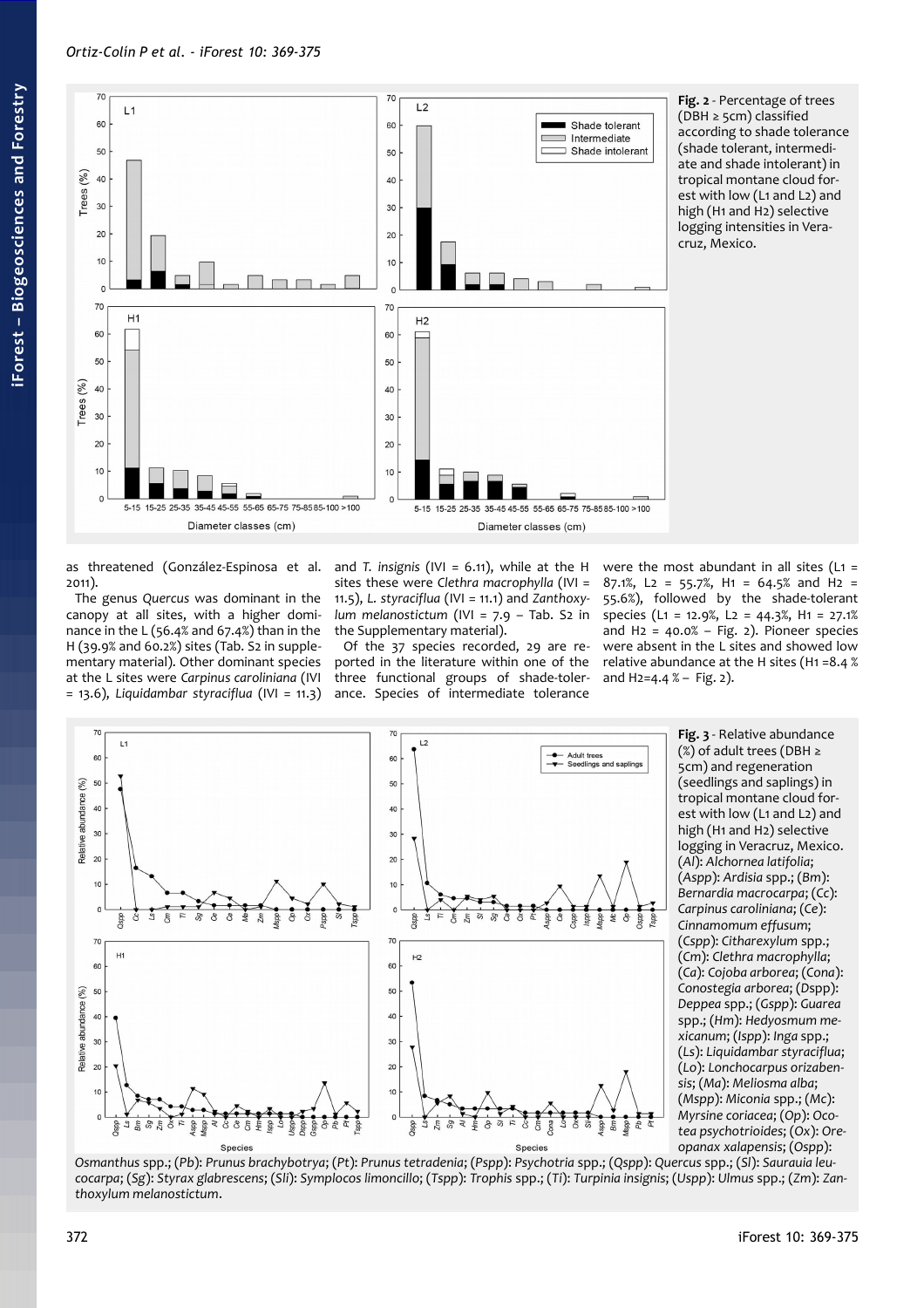**Fig. 2** - Percentage of trees (DBH ≥ 5cm) classified according to shade tolerance (shade tolerant, intermediate and shade intolerant) in tropical montane cloud forest with low (L1 and L2) and high (H1 and H2) selective logging intensities in Veracruz, Mexico.

as threatened (González-Espinosa et al. 2011).

The genus *Quercus* was dominant in the canopy at all sites, with a higher dominance in the L (56.4% and 67.4%) than in the H (39.9% and 60.2%) sites (Tab. S2 in supplementary material). Other dominant species at the L sites were *Carpinus caroliniana* (IVI = 13.6), *Liquidambar styraciflua* (IVI = 11.3) and *T. insignis* (IVI = 6.11), while at the H sites these were *Clethra macrophylla* (IVI = 11.5), *L. styraciflua* (IVI = 11.1) and *Zanthoxylum melanostictum* (IVI = 7.9 – Tab. S2 in the Supplementary material).

Of the 37 species recorded, 29 are reported in the literature within one of the three functional groups of shade-tolerance. Species of intermediate tolerance were the most abundant in all sites (L1 = 87.1%, L2 = 55.7%, H1 = 64.5% and H2 = 55.6%), followed by the shade-tolerant species (L1 = 12.9%, L2 = 44.3%, H1 = 27.1% and H2 = 40.0% – Fig. 2). Pioneer species were absent in the L sites and showed low relative abundance at the H sites (H1 =8.4 % and H2=4.4 % – Fig. 2).

**Fig. 3** - Relative abundance (%) of adult trees (DBH ≥ 5cm) and regeneration (seedlings and saplings) in tropical montane cloud forest with low (L1 and L2) and high (H1 and H2) selective logging in Veracruz, Mexico. (*Al*): *Alchornea latifolia*; (*Aspp*): *Ardisia* spp.; (*Bm*): *Bernardia macrocarpa*; (*Cc*): *Carpinus caroliniana*; (*Ce*): *Cinnamomum effusum*; (*Cspp*): *Citharexylum* spp.; (*Cm*): *Clethra macrophylla*; (*Ca*): *Cojoba arborea*; (*Cona*): *Conostegia arborea*; (Dspp): *Deppea* spp.; (*Gspp*): *Guarea* spp.; (*Hm*): *Hedyosmum mexicanum*; (*Ispp*): *Inga* spp.; (*Ls*): *Liquidambar styraciflua*; (*Lo*): *Lonchocarpus orizabensis*; (*Ma*): *Meliosma alba*; (*Mspp*): *Miconia* spp.; (*Mc*): *Myrsine coriacea*; (*Op*): *Ocotea psychotrioides*; (*Ox*): *Oreopanax xalapensis*; (*Ospp*): *Osmanthus* spp.; (*Pb*): *Prunus brachybotrya*; (*Pt*): *Prunus tetradenia*; (*Pspp*): *Psychotria* spp.; (*Qspp*): *Quercus* spp.; (*Sl*): *Saurauia leucocarpa*; (*Sg*): *Styrax glabrescens*; (*Sli*): *Symplocos limoncillo*; (*Tspp*): *Trophis* spp.; (*Ti*): *Turpinia insignis*; (*Uspp*): *Ulmus* spp.; (*Zm*): *Zanthoxylum melanostictum*.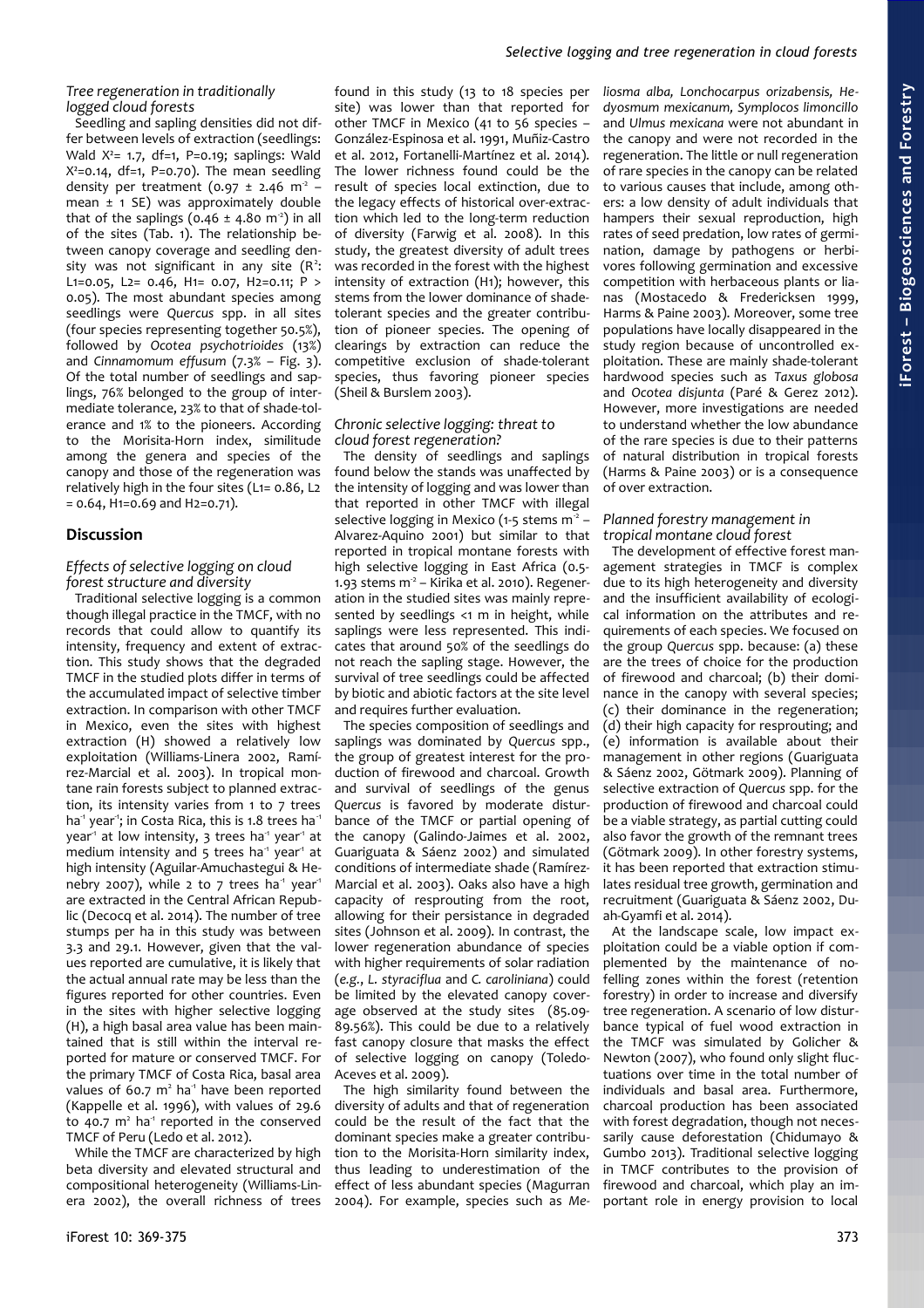### Tree regeneration in traditionally logged cloud forests

Seedling and sapling densities did not differ between levels of extraction (seedlings: Wald $X^2$= 1.7, df=1, P=0.19; saplings: Wald $X^2$=0.14, df=1, P=0.70). The mean seedling density per treatment (0.97 ± 2.46 $m^{-2}$ – mean ± 1 SE) was approximately double that of the saplings (0.46 ± 4.80 $m^{-2}$) in all of the sites (Tab. 1). The relationship between canopy coverage and seedling density was not significant in any site ($R^2$: L1=0.05, L2= 0.46, H1= 0.07, H2=0.11; P > 0.05). The most abundant species among seedlings were *Quercus* spp. in all sites (four species representing together 50.5%), followed by *Ocotea psychotrioides* (13%) and *Cinnamomum effusum* (7.3% – Fig. 3). Of the total number of seedlings and saplings, 76% belonged to the group of intermediate tolerance, 23% to that of shade-tolerance and 1% to the pioneers. According to the Morisita-Horn index, similitude among the genera and species of the canopy and those of the regeneration was relatively high in the four sites (L1= 0.86, L2 = 0.64, H1=0.69 and H2=0.71).

## Discussion

### Effects of selective logging on cloud forest structure and diversity

Traditional selective logging is a common though illegal practice in the TMCF, with no records that could allow to quantify its intensity, frequency and extent of extraction. This study shows that the degraded TMCF in the studied plots differ in terms of the accumulated impact of selective timber extraction. In comparison with other TMCF in Mexico, even the sites with highest extraction (H) showed a relatively low exploitation (Williams-Linera 2002, Ramírez-Marcial et al. 2003). In tropical montane rain forests subject to planned extraction, its intensity varies from 1 to 7 trees $ha^{-1}$ $year^{-1}$; in Costa Rica, this is 1.8 trees $ha^{-1}$ $year^{-1}$ at low intensity, 3 trees $ha^{-1}$ $year^{-1}$ at medium intensity and 5 trees $ha^{-1}$ $year^{-1}$ at high intensity (Aguilar-Amuchastegui & Henebry 2007), while 2 to 7 trees $ha^{-1}$ $year^{-1}$ are extracted in the Central African Republic (Decocq et al. 2014). The number of tree stumps per ha in this study was between 3.3 and 29.1. However, given that the values reported are cumulative, it is likely that the actual annual rate may be less than the figures reported for other countries. Even in the sites with higher selective logging (H), a high basal area value has been maintained that is still within the interval reported for mature or conserved TMCF. For the primary TMCF of Costa Rica, basal area values of 60.7 $m^2$ $ha^{-1}$ have been reported (Kappelle et al. 1996), with values of 29.6 to 40.7 $m^2$ $ha^{-1}$ reported in the conserved TMCF of Peru (Ledo et al. 2012).

While the TMCF are characterized by high beta diversity and elevated structural and compositional heterogeneity (Williams-Linera 2002), the overall richness of trees found in this study (13 to 18 species per site) was lower than that reported for other TMCF in Mexico (41 to 56 species – González-Espinosa et al. 1991, Muñiz-Castro et al. 2012, Fortanelli-Martínez et al. 2014). The lower richness found could be the result of species local extinction, due to the legacy effects of historical over-extraction which led to the long-term reduction of diversity (Farwig et al. 2008). In this study, the greatest diversity of adult trees was recorded in the forest with the highest intensity of extraction (H1); however, this stems from the lower dominance of shade-tolerant species and the greater contribution of pioneer species. The opening of clearings by extraction can reduce the competitive exclusion of shade-tolerant species, thus favoring pioneer species (Sheil & Burslem 2003).

### Chronic selective logging: threat to cloud forest regeneration?

The density of seedlings and saplings found below the stands was unaffected by the intensity of logging and was lower than that reported in other TMCF with illegal selective logging in Mexico (1-5 stems $m^{-2}$ – Alvarez-Aquino 2001) but similar to that reported in tropical montane forests with high selective logging in East Africa (0.5-1.93 stems $m^{-2}$ – Kirika et al. 2010). Regeneration in the studied sites was mainly represented by seedlings <1 m in height, while saplings were less represented. This indicates that around 50% of the seedlings do not reach the sapling stage. However, the survival of tree seedlings could be affected by biotic and abiotic factors at the site level and requires further evaluation.

The species composition of seedlings and saplings was dominated by *Quercus* spp., the group of greatest interest for the production of firewood and charcoal. Growth and survival of seedlings of the genus *Quercus* is favored by moderate disturbance of the TMCF or partial opening of the canopy (Galindo-Jaimes et al. 2002, Guariguata & Sáenz 2002) and simulated conditions of intermediate shade (Ramírez-Marcial et al. 2003). Oaks also have a high capacity of resprouting from the root, allowing for their persistance in degraded sites (Johnson et al. 2009). In contrast, the lower regeneration abundance of species with higher requirements of solar radiation (*e.g.*, *L. styraciflua* and *C. caroliniana*) could be limited by the elevated canopy coverage observed at the study sites (85.09-89.56%). This could be due to a relatively fast canopy closure that masks the effect of selective logging on canopy (Toledo-Aceves et al. 2009).

The high similarity found between the diversity of adults and that of regeneration could be the result of the fact that the dominant species make a greater contribution to the Morisita-Horn similarity index, thus leading to underestimation of the effect of less abundant species (Magurran 2004). For example, species such as *Meliosma alba*, *Lonchocarpus orizabensis*, *Hedyosmum mexicanum*, *Symplocos limoncillo* and *Ulmus mexicana* were not abundant in the canopy and were not recorded in the regeneration. The little or null regeneration of rare species in the canopy can be related to various causes that include, among others: a low density of adult individuals that hampers their sexual reproduction, high rates of seed predation, low rates of germination, damage by pathogens or herbivores following germination and excessive competition with herbaceous plants or lianas (Mostacedo & Fredericksen 1999, Harms & Paine 2003). Moreover, some tree populations have locally disappeared in the study region because of uncontrolled exploitation. These are mainly shade-tolerant hardwood species such as *Taxus globosa* and *Ocotea disjunta* (Paré & Gerez 2012). However, more investigations are needed to understand whether the low abundance of the rare species is due to their patterns of natural distribution in tropical forests (Harms & Paine 2003) or is a consequence of over extraction.

### Planned forestry management in tropical montane cloud forest

The development of effective forest management strategies in TMCF is complex due to its high heterogeneity and diversity and the insufficient availability of ecological information on the attributes and requirements of each species. We focused on the group *Quercus* spp. because: (a) these are the trees of choice for the production of firewood and charcoal; (b) their dominance in the canopy with several species; (c) their dominance in the regeneration; (d) their high capacity for resprouting; and (e) information is available about their management in other regions (Guariguata & Sáenz 2002, Götmark 2009). Planning of selective extraction of *Quercus* spp. for the production of firewood and charcoal could be a viable strategy, as partial cutting could also favor the growth of the remnant trees (Götmark 2009). In other forestry systems, it has been reported that extraction stimulates residual tree growth, germination and recruitment (Guariguata & Sáenz 2002, Duah-Gyamfi et al. 2014).

At the landscape scale, low impact exploitation could be a viable option if complemented by the maintenance of no-felling zones within the forest (retention forestry) in order to increase and diversify tree regeneration. A scenario of low disturbance typical of fuel wood extraction in the TMCF was simulated by Golicher & Newton (2007), who found only slight fluctuations over time in the total number of individuals and basal area. Furthermore, charcoal production has been associated with forest degradation, though not necessarily cause deforestation (Chidumayo & Gumbo 2013). Traditional selective logging in TMCF contributes to the provision of firewood and charcoal, which play an important role in energy provision to local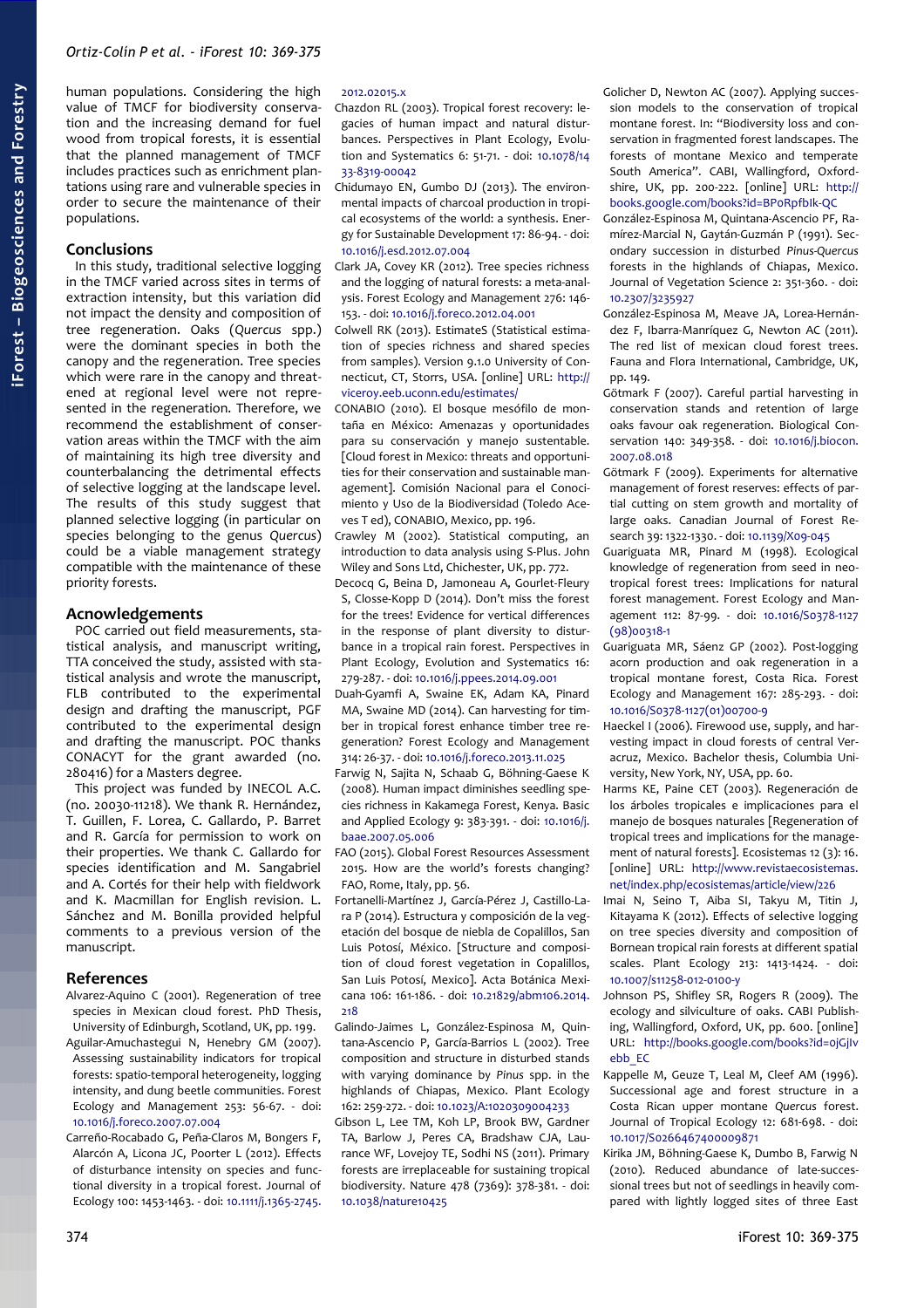human populations. Considering the high value of TMCF for biodiversity conservation and the increasing demand for fuel wood from tropical forests, it is essential that the planned management of TMCF includes practices such as enrichment plantations using rare and vulnerable species in order to secure the maintenance of their populations.

## Conclusions

In this study, traditional selective logging in the TMCF varied across sites in terms of extraction intensity, but this variation did not impact the density and composition of tree regeneration. Oaks (*Quercus* spp.) were the dominant species in both the canopy and the regeneration. Tree species which were rare in the canopy and threatened at regional level were not represented in the regeneration. Therefore, we recommend the establishment of conservation areas within the TMCF with the aim of maintaining its high tree diversity and counterbalancing the detrimental effects of selective logging at the landscape level. The results of this study suggest that planned selective logging (in particular on species belonging to the genus *Quercus*) could be a viable management strategy compatible with the maintenance of these priority forests.

## Acknowledgements

POC carried out field measurements, statistical analysis, and manuscript writing, TTA conceived the study, assisted with statistical analysis and wrote the manuscript, FLB contributed to the experimental design and drafting the manuscript, PGF contributed to the experimental design and drafting the manuscript. POC thanks CONACYT for the grant awarded (no. 280416) for a Masters degree.

This project was funded by INECOL A.C. (no. 20030-11218). We thank R. Hernández, T. Guillen, F. Lorea, C. Gallardo, P. Barret and R. García for permission to work on their properties. We thank C. Gallardo for species identification and M. Sangabriel and A. Cortés for their help with fieldwork and K. Macmillan for English revision. L. Sánchez and M. Bonilla provided helpful comments to a previous version of the manuscript.

## References

Alvarez-Aquino C (2001). Regeneration of tree species in Mexican cloud forest. PhD Thesis, University of Edinburgh, Scotland, UK, pp. 199.

Aguilar-Amuchastegui N, Henebry GM (2007). Assessing sustainability indicators for tropical forests: spatio-temporal heterogeneity, logging intensity, and dung beetle communities. Forest Ecology and Management 253: 56-67. - doi: 10.1016/j.foreco.2007.07.004

Carreño-Rocabado G, Peña-Claros M, Bongers F, Alarcón A, Licona JC, Poorter L (2012). Effects of disturbance intensity on species and functional diversity in a tropical forest. Journal of Ecology 100: 1453-1463. - doi: 10.1111/j.1365-2745.2012.02015.x

Chazdon RL (2003). Tropical forest recovery: legacies of human impact and natural disturbances. Perspectives in Plant Ecology, Evolution and Systematics 6: 51-71. - doi: 10.1078/1433-8319-00042

Chidumayo EN, Gumbo DJ (2013). The environmental impacts of charcoal production in tropical ecosystems of the world: a synthesis. Energy for Sustainable Development 17: 86-94. - doi: 10.1016/j.esd.2012.07.004

Clark JA, Covey KR (2012). Tree species richness and the logging of natural forests: a meta-analysis. Forest Ecology and Management 276: 146-153. - doi: 10.1016/j.foreco.2012.04.001

Colwell RK (2013). EstimateS (Statistical estimation of species richness and shared species from samples). Version 9.1.0 University of Connecticut, CT, Storrs, USA. [online] URL: http://viceroy.eeb.uconn.edu/estimates/

CONABIO (2010). El bosque mesófilo de montaña en México: Amenazas y oportunidades para su conservación y manejo sustentable. [Cloud forest in Mexico: threats and opportunities for their conservation and sustainable management]. Comisión Nacional para el Conocimiento y Uso de la Biodiversidad (Toledo Aceves T ed), CONABIO, Mexico, pp. 196.

Crawley M (2002). Statistical computing, an introduction to data analysis using S-Plus. John Wiley and Sons Ltd, Chichester, UK, pp. 772.

Decocq G, Beina D, Jamoneau A, Gourlet-Fleury S, Closse-Kopp D (2014). Don't miss the forest for the trees! Evidence for vertical differences in the response of plant diversity to disturbance in a tropical rain forest. Perspectives in Plant Ecology, Evolution and Systematics 16: 279-287. - doi: 10.1016/j.ppees.2014.09.001

Duah-Gyamfi A, Swaine EK, Adam KA, Pinard MA, Swaine MD (2014). Can harvesting for timber in tropical forest enhance timber tree regeneration? Forest Ecology and Management 314: 26-37. - doi: 10.1016/j.foreco.2013.11.025

Farwig N, Sajita N, Schaab G, Böhning-Gaese K (2008). Human impact diminishes seedling species richness in Kakamega Forest, Kenya. Basic and Applied Ecology 9: 383-391. - doi: 10.1016/j.baae.2007.05.006

FAO (2015). Global Forest Resources Assessment 2015. How are the world's forests changing? FAO, Rome, Italy, pp. 56.

Fortanelli-Martínez J, García-Pérez J, Castillo-Lara P (2014). Estructura y composición de la vegetación del bosque de niebla de Copalillos, San Luis Potosí, México. [Structure and composition of cloud forest vegetation in Copalillos, San Luis Potosí, Mexico]. Acta Botánica Mexicana 106: 161-186. - doi: 10.21829/abm106.2014.218

Galindo-Jaimes L, González-Espinosa M, Quintana-Ascencio P, García-Barrios L (2002). Tree composition and structure in disturbed stands with varying dominance by *Pinus* spp. in the highlands of Chiapas, Mexico. Plant Ecology 162: 259-272. - doi: 10.1023/A:1020309004233

Gibson L, Lee TM, Koh LP, Brook BW, Gardner TA, Barlow J, Peres CA, Bradshaw CJA, Laurance WF, Lovejoy TE, Sodhi NS (2011). Primary forests are irreplaceable for sustaining tropical biodiversity. Nature 478 (7369): 378-381. - doi: 10.1038/nature10425

Golicher D, Newton AC (2007). Applying succession models to the conservation of tropical montane forest. In: "Biodiversity loss and conservation in fragmented forest landscapes. The forests of montane Mexico and temperate South America". CABI, Wallingford, Oxfordshire, UK, pp. 200-222. [online] URL: http://books.google.com/books?id=BPoRpfbIk-QC

González-Espinosa M, Quintana-Ascencio PF, Ramírez-Marcial N, Gaytán-Guzmán P (1991). Secondary succession in disturbed *Pinus-Quercus* forests in the highlands of Chiapas, Mexico. Journal of Vegetation Science 2: 351-360. - doi: 10.2307/3235927

González-Espinosa M, Meave JA, Lorea-Hernández F, Ibarra-Manríquez G, Newton AC (2011). The red list of mexican cloud forest trees. Fauna and Flora International, Cambridge, UK, pp. 149.

Götmark F (2007). Careful partial harvesting in conservation stands and retention of large oaks favour oak regeneration. Biological Conservation 140: 349-358. - doi: 10.1016/j.biocon.2007.08.018

Götmark F (2009). Experiments for alternative management of forest reserves: effects of partial cutting on stem growth and mortality of large oaks. Canadian Journal of Forest Research 39: 1322-1330. - doi: 10.1139/X09-045

Guariguata MR, Pinard M (1998). Ecological knowledge of regeneration from seed in neotropical forest trees: Implications for natural forest management. Forest Ecology and Management 112: 87-99. - doi: 10.1016/S0378-1127(98)00318-1

Guariguata MR, Sáenz GP (2002). Post-logging acorn production and oak regeneration in a tropical montane forest, Costa Rica. Forest Ecology and Management 167: 285-293. - doi: 10.1016/S0378-1127(01)00700-9

Haeckel I (2006). Firewood use, supply, and harvesting impact in cloud forests of central Veracruz, Mexico. Bachelor thesis, Columbia University, New York, NY, USA, pp. 60.

Harms KE, Paine CET (2003). Regeneración de los árboles tropicales e implicaciones para el manejo de bosques naturales [Regeneration of tropical trees and implications for the management of natural forests]. Ecosistemas 12 (3): 16. [online] URL: http://www.revistaecosistemas.net/index.php/ecosistemas/article/view/226

Imai N, Seino T, Aiba SI, Takyu M, Titin J, Kitayama K (2012). Effects of selective logging on tree species diversity and composition of Bornean tropical rain forests at different spatial scales. Plant Ecology 213: 1413-1424. - doi: 10.1007/s11258-012-0100-y

Johnson PS, Shifley SR, Rogers R (2009). The ecology and silviculture of oaks. CABI Publishing, Wallingford, Oxford, UK, pp. 600. [online] URL: http://books.google.com/books?id=ojGjIvebb_EC

Kappelle M, Geuze T, Leal M, Cleef AM (1996). Successional age and forest structure in a Costa Rican upper montane *Quercus* forest. Journal of Tropical Ecology 12: 681-698. - doi: 10.1017/S0266467400009871

Kirika JM, Böhning-Gaese K, Dumbo B, Farwig N (2010). Reduced abundance of late-successional trees but not of seedlings in heavily compared with lightly logged sites of three East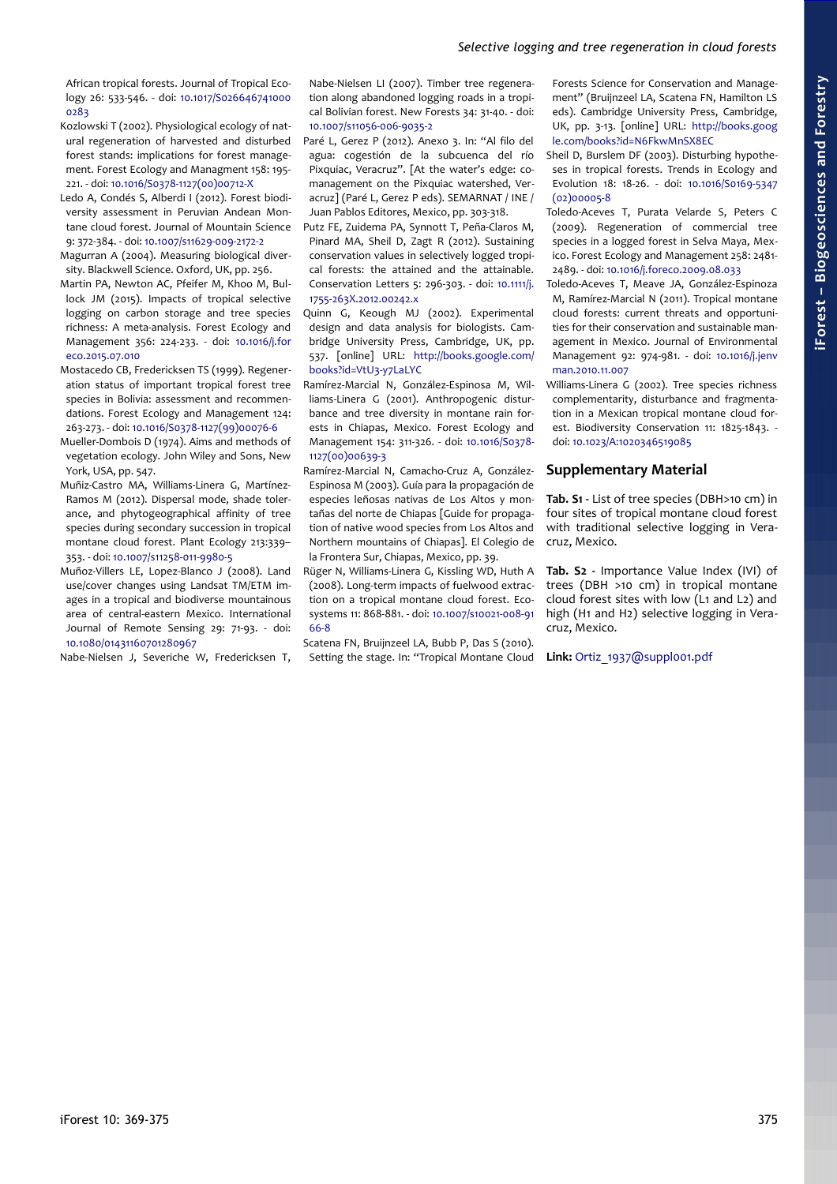African tropical forests. Journal of Tropical Ecology 26: 533-546. - doi: 10.1017/S0266467410000283

Kozlowski T (2002). Physiological ecology of natural regeneration of harvested and disturbed forest stands: implications for forest management. Forest Ecology and Managment 158: 195-221. - doi: 10.1016/S0378-1127(00)00712-X

Ledo A, Condés S, Alberdi I (2012). Forest biodiversity assessment in Peruvian Andean Montane cloud forest. Journal of Mountain Science 9: 372-384. - doi: 10.1007/s11629-009-2172-2

Magurran A (2004). Measuring biological diversity. Blackwell Science. Oxford, UK, pp. 256.

Martin PA, Newton AC, Pfeifer M, Khoo M, Bullock JM (2015). Impacts of tropical selective logging on carbon storage and tree species richness: A meta-analysis. Forest Ecology and Management 356: 224-233. - doi: 10.1016/j.foreco.2015.07.010

Mostacedo CB, Fredericksen TS (1999). Regeneration status of important tropical forest tree species in Bolivia: assessment and recommendations. Forest Ecology and Management 124: 263-273. - doi: 10.1016/S0378-1127(99)00076-6

Mueller-Dombois D (1974). Aims and methods of vegetation ecology. John Wiley and Sons, New York, USA, pp. 547.

Muñiz-Castro MA, Williams-Linera G, Martínez-Ramos M (2012). Dispersal mode, shade tolerance, and phytogeographical affinity of tree species during secondary succession in tropical montane cloud forest. Plant Ecology 213:339–353. - doi: 10.1007/s11258-011-9980-5

Muñoz-Villers LE, Lopez-Blanco J (2008). Land use/cover changes using Landsat TM/ETM images in a tropical and biodiverse mountainous area of central-eastern Mexico. International Journal of Remote Sensing 29: 71-93. - doi: 10.1080/01431160701280967

Nabe-Nielsen J, Severiche W, Fredericksen T, Nabe-Nielsen LI (2007). Timber tree regeneration along abandoned logging roads in a tropical Bolivian forest. New Forests 34: 31-40. - doi: 10.1007/s11056-006-9035-2

Paré L, Gerez P (2012). Anexo 3. In: "Al filo del agua: cogestión de la subcuenca del río Pixquiac, Veracruz". [At the water's edge: co-management on the Pixquiac watershed, Veracruz] (Paré L, Gerez P eds). SEMARNAT / INE / Juan Pablos Editores, Mexico, pp. 303-318.

Putz FE, Zuidema PA, Synnott T, Peña-Claros M, Pinard MA, Sheil D, Zagt R (2012). Sustaining conservation values in selectively logged tropical forests: the attained and the attainable. Conservation Letters 5: 296-303. - doi: 10.1111/j.1755-263X.2012.00242.x

Quinn G, Keough MJ (2002). Experimental design and data analysis for biologists. Cambridge University Press, Cambridge, UK, pp. 537. [online] URL: http://books.google.com/books?id=VtU3-y7LaLYC

Ramírez-Marcial N, González-Espinosa M, Williams-Linera G (2001). Anthropogenic disturbance and tree diversity in montane rain forests in Chiapas, Mexico. Forest Ecology and Management 154: 311-326. - doi: 10.1016/S0378-1127(00)00639-3

Ramírez-Marcial N, Camacho-Cruz A, González-Espinosa M (2003). Guía para la propagación de especies leñosas nativas de Los Altos y montañas del norte de Chiapas [Guide for propagation of native wood species from Los Altos and Northern mountains of Chiapas]. El Colegio de la Frontera Sur, Chiapas, Mexico, pp. 39.

Rüger N, Williams-Linera G, Kissling WD, Huth A (2008). Long-term impacts of fuelwood extraction on a tropical montane cloud forest. Ecosystems 11: 868-881. - doi: 10.1007/s10021-008-9166-8

Scatena FN, Bruijnzeel LA, Bubb P, Das S (2010). Setting the stage. In: "Tropical Montane Cloud Forests Science for Conservation and Management" (Bruijnzeel LA, Scatena FN, Hamilton LS eds). Cambridge University Press, Cambridge, UK, pp. 3-13. [online] URL: http://books.google.com/books?id=N6FkwMnSX8EC

Sheil D, Burslem DF (2003). Disturbing hypotheses in tropical forests. Trends in Ecology and Evolution 18: 18-26. - doi: 10.1016/S0169-5347(02)00005-8

Toledo-Aceves T, Purata Velarde S, Peters C (2009). Regeneration of commercial tree species in a logged forest in Selva Maya, Mexico. Forest Ecology and Management 258: 2481-2489. - doi: 10.1016/j.foreco.2009.08.033

Toledo-Aceves T, Meave JA, González-Espinoza M, Ramírez-Marcial N (2011). Tropical montane cloud forests: current threats and opportunities for their conservation and sustainable management in Mexico. Journal of Environmental Management 92: 974-981. - doi: 10.1016/j.jenvman.2010.11.007

Williams-Linera G (2002). Tree species richness complementarity, disturbance and fragmentation in a Mexican tropical montane cloud forest. Biodiversity Conservation 11: 1825-1843. - doi: 10.1023/A:1020346519085

## Supplementary Material

**Tab. S1** - List of tree species (DBH>10 cm) in four sites of tropical montane cloud forest with traditional selective logging in Veracruz, Mexico.

**Tab. S2** - Importance Value Index (IVI) of trees (DBH >10 cm) in tropical montane cloud forest sites with low (L1 and L2) and high (H1 and H2) selective logging in Veracruz, Mexico.

**Link:** Ortiz_1937@suppl001.pdf